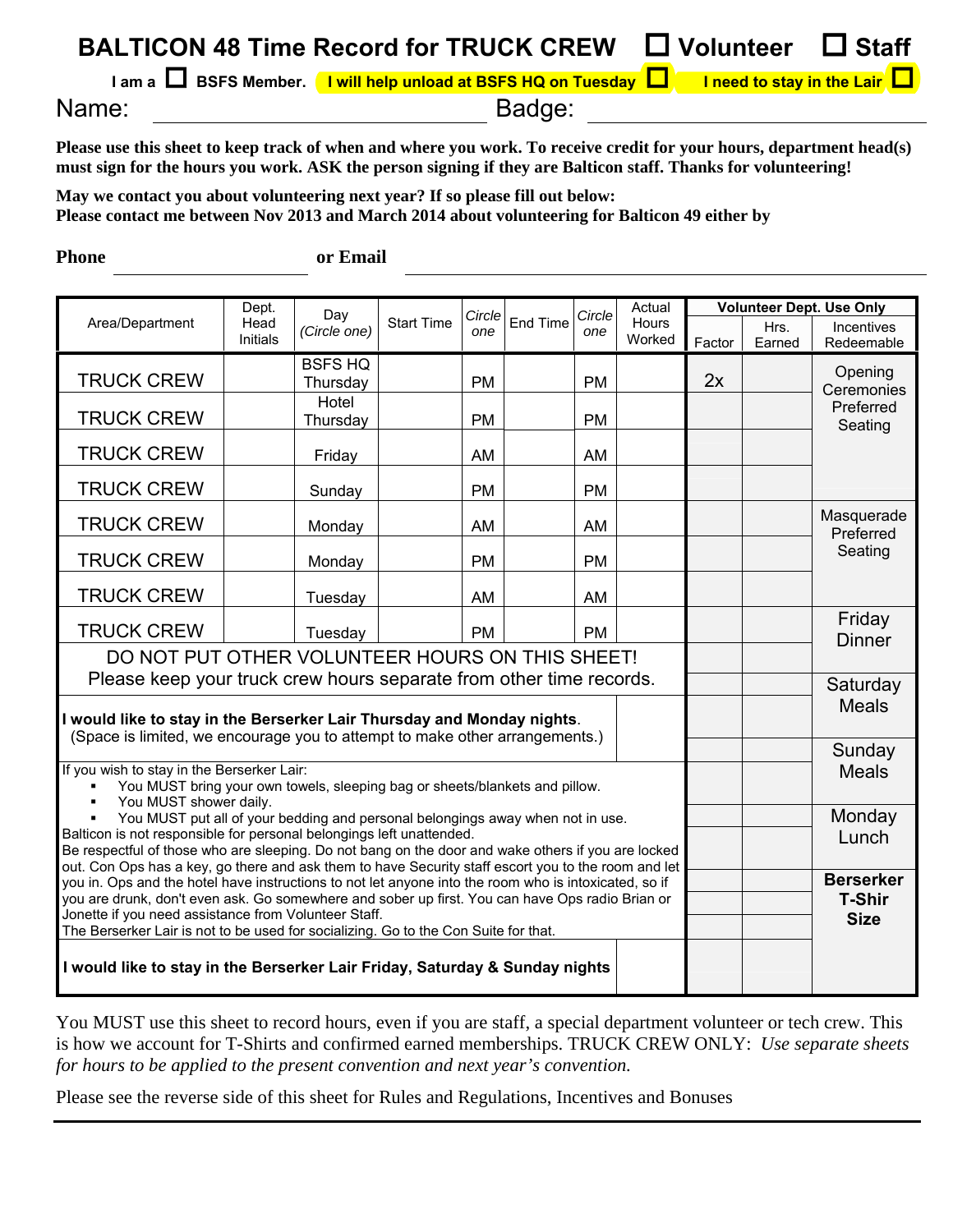# BALTICON 48 Time Record for TRUCK CREW ☐ Volunteer ☐ Staff

I am a ☐ BSFS Member. I will help unload at BSFS HQ on Tuesday ☐ I need to stay in the Lair ☐

Name: ______________________ Badge: ______________________

**Please use this sheet to keep track of when and where you work. To receive credit for your hours, department head(s) must sign for the hours you work. ASK the person signing if they are Balticon staff. Thanks for volunteering!**

**May we contact you about volunteering next year? If so please fill out below:**
**Please contact me between Nov 2013 and March 2014 about volunteering for Balticon 49 either by**

**Phone** ______________________ **or Email** ______________________

| Area/Department | Dept. Head Initials | Day *(Circle one)* | Start Time | *Circle one* | End Time | *Circle one* | Actual Hours Worked | Volunteer Dept. Use Only: Factor | Hrs. Earned | Incentives Redeemable |
|---|---|---|---|---|---|---|---|---|---|---|
| TRUCK CREW | | BSFS HQ Thursday | | PM | | PM | | 2x | | Opening Ceremonies Preferred Seating |
| TRUCK CREW | | Hotel Thursday | | PM | | PM | | | | |
| TRUCK CREW | | Friday | | AM | | AM | | | | |
| TRUCK CREW | | Sunday | | PM | | PM | | | | |
| TRUCK CREW | | Monday | | AM | | AM | | | | Masquerade Preferred Seating |
| TRUCK CREW | | Monday | | PM | | PM | | | | |
| TRUCK CREW | | Tuesday | | AM | | AM | | | | |
| TRUCK CREW | | Tuesday | | PM | | PM | | | | Friday Dinner |
| DO NOT PUT OTHER VOLUNTEER HOURS ON THIS SHEET! Please keep your truck crew hours separate from other time records. | | | | | | | | | | Saturday Meals |
| **I would like to stay in the Berserker Lair Thursday and Monday nights**. (Space is limited, we encourage you to attempt to make other arrangements.) | | | | | | | | | | Sunday Meals |
| If you wish to stay in the Berserker Lair: ▪ You MUST bring your own towels, sleeping bag or sheets/blankets and pillow. ▪ You MUST shower daily. ▪ You MUST put all of your bedding and personal belongings away when not in use. Balticon is not responsible for personal belongings left unattended. Be respectful of those who are sleeping. Do not bang on the door and wake others if you are locked out. Con Ops has a key, go there and ask them to have Security staff escort you to the room and let you in. Ops and the hotel have instructions to not let anyone into the room who is intoxicated, so if you are drunk, don't even ask. Go somewhere and sober up first. You can have Ops radio Brian or Jonette if you need assistance from Volunteer Staff. The Berserker Lair is not to be used for socializing. Go to the Con Suite for that. | | | | | | | | | | Monday Lunch; **Berserker T-Shir Size** |
| **I would like to stay in the Berserker Lair Friday, Saturday & Sunday nights** | | | | | | | | | | |

You MUST use this sheet to record hours, even if you are staff, a special department volunteer or tech crew. This is how we account for T-Shirts and confirmed earned memberships. TRUCK CREW ONLY: *Use separate sheets for hours to be applied to the present convention and next year's convention.*

Please see the reverse side of this sheet for Rules and Regulations, Incentives and Bonuses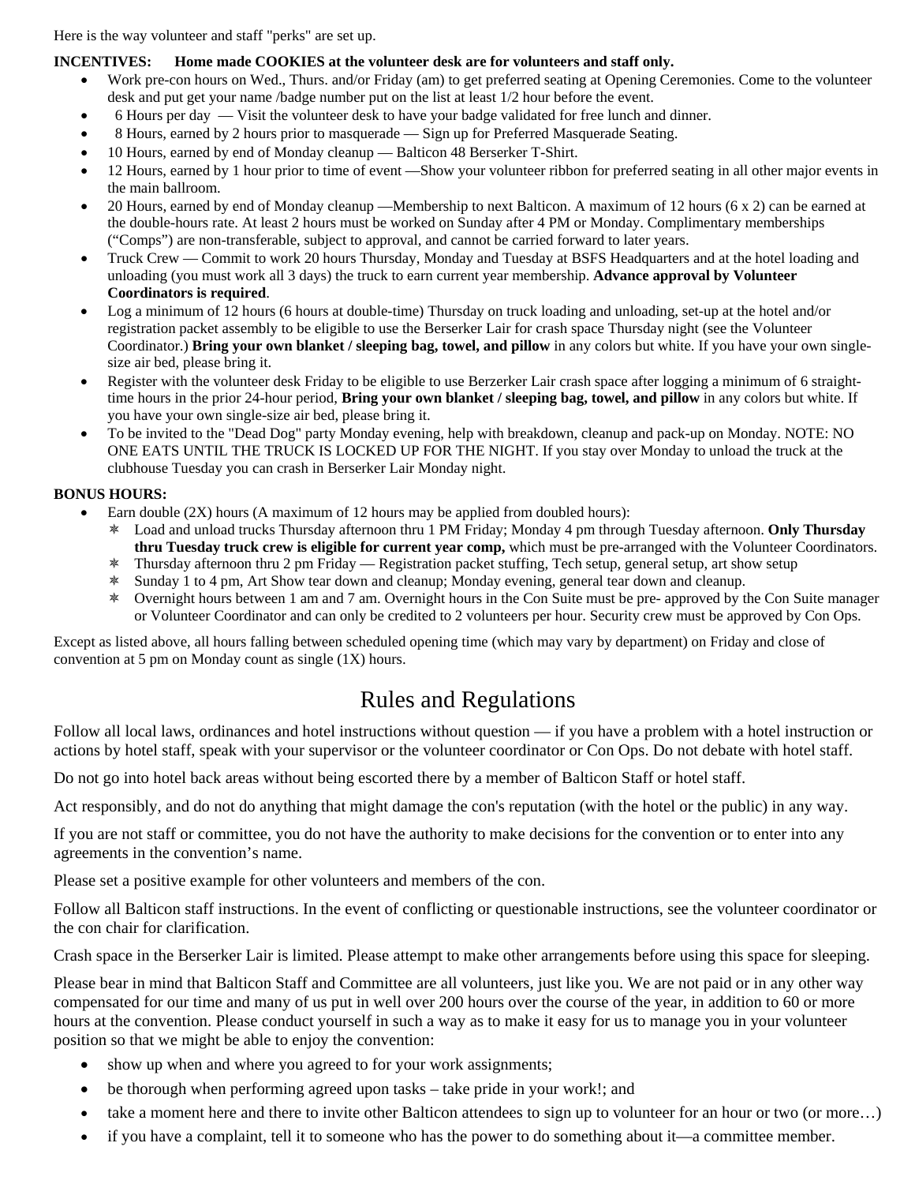Here is the way volunteer and staff "perks" are set up.

**INCENTIVES: Home made COOKIES at the volunteer desk are for volunteers and staff only.**

- Work pre-con hours on Wed., Thurs. and/or Friday (am) to get preferred seating at Opening Ceremonies. Come to the volunteer desk and put get your name /badge number put on the list at least 1/2 hour before the event.
- 6 Hours per day — Visit the volunteer desk to have your badge validated for free lunch and dinner.
- 8 Hours, earned by 2 hours prior to masquerade — Sign up for Preferred Masquerade Seating.
- 10 Hours, earned by end of Monday cleanup — Balticon 48 Berserker T-Shirt.
- 12 Hours, earned by 1 hour prior to time of event —Show your volunteer ribbon for preferred seating in all other major events in the main ballroom.
- 20 Hours, earned by end of Monday cleanup —Membership to next Balticon. A maximum of 12 hours (6 x 2) can be earned at the double-hours rate. At least 2 hours must be worked on Sunday after 4 PM or Monday. Complimentary memberships ("Comps") are non-transferable, subject to approval, and cannot be carried forward to later years.
- Truck Crew — Commit to work 20 hours Thursday, Monday and Tuesday at BSFS Headquarters and at the hotel loading and unloading (you must work all 3 days) the truck to earn current year membership. **Advance approval by Volunteer Coordinators is required**.
- Log a minimum of 12 hours (6 hours at double-time) Thursday on truck loading and unloading, set-up at the hotel and/or registration packet assembly to be eligible to use the Berserker Lair for crash space Thursday night (see the Volunteer Coordinator.) **Bring your own blanket / sleeping bag, towel, and pillow** in any colors but white. If you have your own single-size air bed, please bring it.
- Register with the volunteer desk Friday to be eligible to use Berzerker Lair crash space after logging a minimum of 6 straight-time hours in the prior 24-hour period, **Bring your own blanket / sleeping bag, towel, and pillow** in any colors but white. If you have your own single-size air bed, please bring it.
- To be invited to the "Dead Dog" party Monday evening, help with breakdown, cleanup and pack-up on Monday. NOTE: NO ONE EATS UNTIL THE TRUCK IS LOCKED UP FOR THE NIGHT. If you stay over Monday to unload the truck at the clubhouse Tuesday you can crash in Berserker Lair Monday night.

**BONUS HOURS:**

- Earn double (2X) hours (A maximum of 12 hours may be applied from doubled hours):
  - Load and unload trucks Thursday afternoon thru 1 PM Friday; Monday 4 pm through Tuesday afternoon. **Only Thursday thru Tuesday truck crew is eligible for current year comp,** which must be pre-arranged with the Volunteer Coordinators.
  - Thursday afternoon thru 2 pm Friday — Registration packet stuffing, Tech setup, general setup, art show setup
  - Sunday 1 to 4 pm, Art Show tear down and cleanup; Monday evening, general tear down and cleanup.
  - Overnight hours between 1 am and 7 am. Overnight hours in the Con Suite must be pre- approved by the Con Suite manager or Volunteer Coordinator and can only be credited to 2 volunteers per hour. Security crew must be approved by Con Ops.

Except as listed above, all hours falling between scheduled opening time (which may vary by department) on Friday and close of convention at 5 pm on Monday count as single (1X) hours.

# Rules and Regulations

Follow all local laws, ordinances and hotel instructions without question — if you have a problem with a hotel instruction or actions by hotel staff, speak with your supervisor or the volunteer coordinator or Con Ops. Do not debate with hotel staff.

Do not go into hotel back areas without being escorted there by a member of Balticon Staff or hotel staff.

Act responsibly, and do not do anything that might damage the con's reputation (with the hotel or the public) in any way.

If you are not staff or committee, you do not have the authority to make decisions for the convention or to enter into any agreements in the convention's name.

Please set a positive example for other volunteers and members of the con.

Follow all Balticon staff instructions. In the event of conflicting or questionable instructions, see the volunteer coordinator or the con chair for clarification.

Crash space in the Berserker Lair is limited. Please attempt to make other arrangements before using this space for sleeping.

Please bear in mind that Balticon Staff and Committee are all volunteers, just like you. We are not paid or in any other way compensated for our time and many of us put in well over 200 hours over the course of the year, in addition to 60 or more hours at the convention. Please conduct yourself in such a way as to make it easy for us to manage you in your volunteer position so that we might be able to enjoy the convention:

- show up when and where you agreed to for your work assignments;
- be thorough when performing agreed upon tasks – take pride in your work!; and
- take a moment here and there to invite other Balticon attendees to sign up to volunteer for an hour or two (or more…)
- if you have a complaint, tell it to someone who has the power to do something about it—a committee member.